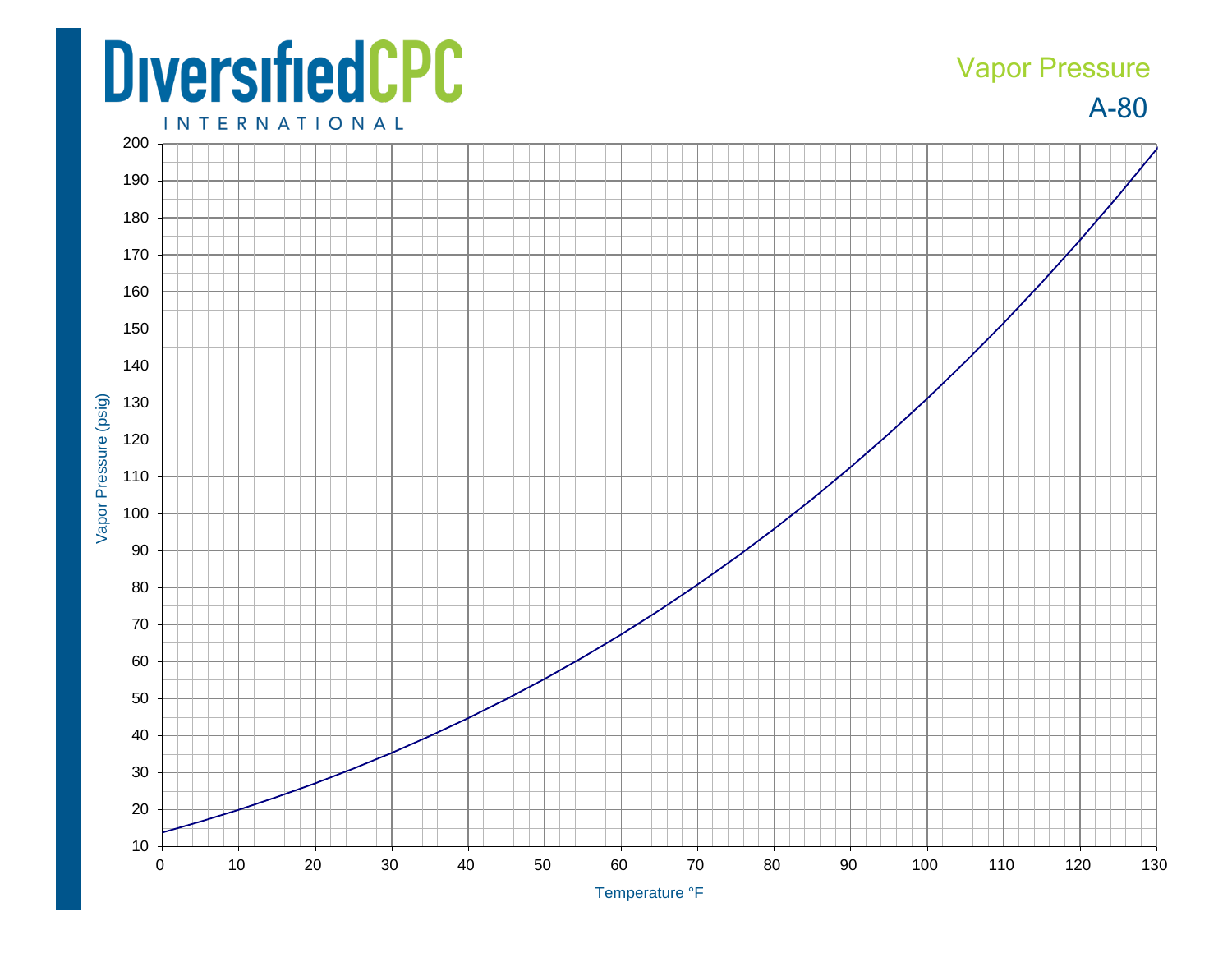DiversifiedCPC INTERNATIONAL

# Vapor Pressure

## A-80

Vapor Pressure (psig)

Temperature °F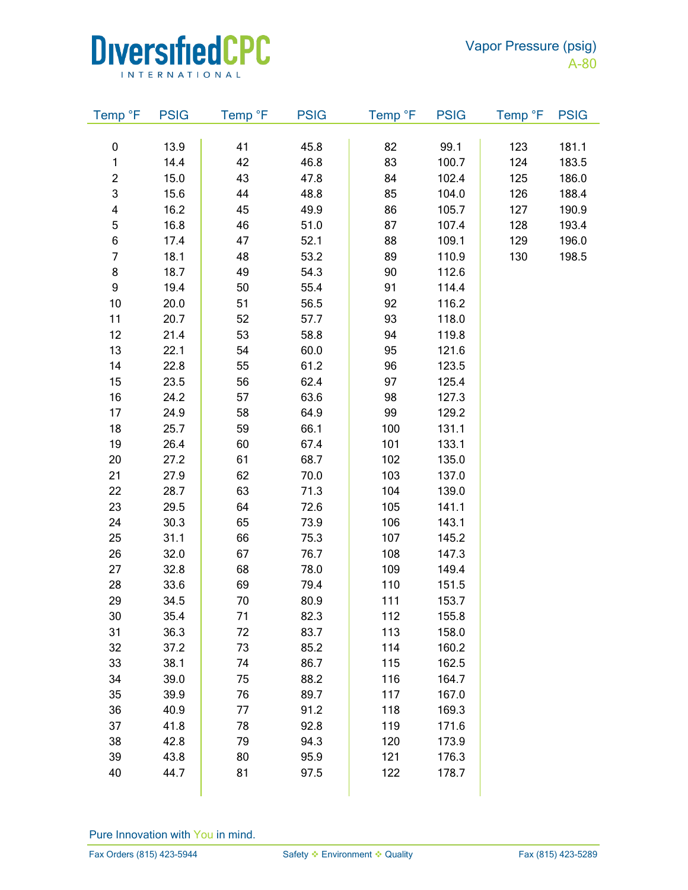DiversifiedCPC INTERNATIONAL

Vapor Pressure (psig)
A-80

| Temp °F | PSIG | Temp °F | PSIG | Temp °F | PSIG | Temp °F | PSIG |
|---|---|---|---|---|---|---|---|
| 0 | 13.9 | 41 | 45.8 | 82 | 99.1 | 123 | 181.1 |
| 1 | 14.4 | 42 | 46.8 | 83 | 100.7 | 124 | 183.5 |
| 2 | 15.0 | 43 | 47.8 | 84 | 102.4 | 125 | 186.0 |
| 3 | 15.6 | 44 | 48.8 | 85 | 104.0 | 126 | 188.4 |
| 4 | 16.2 | 45 | 49.9 | 86 | 105.7 | 127 | 190.9 |
| 5 | 16.8 | 46 | 51.0 | 87 | 107.4 | 128 | 193.4 |
| 6 | 17.4 | 47 | 52.1 | 88 | 109.1 | 129 | 196.0 |
| 7 | 18.1 | 48 | 53.2 | 89 | 110.9 | 130 | 198.5 |
| 8 | 18.7 | 49 | 54.3 | 90 | 112.6 | | |
| 9 | 19.4 | 50 | 55.4 | 91 | 114.4 | | |
| 10 | 20.0 | 51 | 56.5 | 92 | 116.2 | | |
| 11 | 20.7 | 52 | 57.7 | 93 | 118.0 | | |
| 12 | 21.4 | 53 | 58.8 | 94 | 119.8 | | |
| 13 | 22.1 | 54 | 60.0 | 95 | 121.6 | | |
| 14 | 22.8 | 55 | 61.2 | 96 | 123.5 | | |
| 15 | 23.5 | 56 | 62.4 | 97 | 125.4 | | |
| 16 | 24.2 | 57 | 63.6 | 98 | 127.3 | | |
| 17 | 24.9 | 58 | 64.9 | 99 | 129.2 | | |
| 18 | 25.7 | 59 | 66.1 | 100 | 131.1 | | |
| 19 | 26.4 | 60 | 67.4 | 101 | 133.1 | | |
| 20 | 27.2 | 61 | 68.7 | 102 | 135.0 | | |
| 21 | 27.9 | 62 | 70.0 | 103 | 137.0 | | |
| 22 | 28.7 | 63 | 71.3 | 104 | 139.0 | | |
| 23 | 29.5 | 64 | 72.6 | 105 | 141.1 | | |
| 24 | 30.3 | 65 | 73.9 | 106 | 143.1 | | |
| 25 | 31.1 | 66 | 75.3 | 107 | 145.2 | | |
| 26 | 32.0 | 67 | 76.7 | 108 | 147.3 | | |
| 27 | 32.8 | 68 | 78.0 | 109 | 149.4 | | |
| 28 | 33.6 | 69 | 79.4 | 110 | 151.5 | | |
| 29 | 34.5 | 70 | 80.9 | 111 | 153.7 | | |
| 30 | 35.4 | 71 | 82.3 | 112 | 155.8 | | |
| 31 | 36.3 | 72 | 83.7 | 113 | 158.0 | | |
| 32 | 37.2 | 73 | 85.2 | 114 | 160.2 | | |
| 33 | 38.1 | 74 | 86.7 | 115 | 162.5 | | |
| 34 | 39.0 | 75 | 88.2 | 116 | 164.7 | | |
| 35 | 39.9 | 76 | 89.7 | 117 | 167.0 | | |
| 36 | 40.9 | 77 | 91.2 | 118 | 169.3 | | |
| 37 | 41.8 | 78 | 92.8 | 119 | 171.6 | | |
| 38 | 42.8 | 79 | 94.3 | 120 | 173.9 | | |
| 39 | 43.8 | 80 | 95.9 | 121 | 176.3 | | |
| 40 | 44.7 | 81 | 97.5 | 122 | 178.7 | | |

Pure Innovation with You in mind.

Fax Orders (815) 423-5944 Safety ❖ Environment ❖ Quality Fax (815) 423-5289